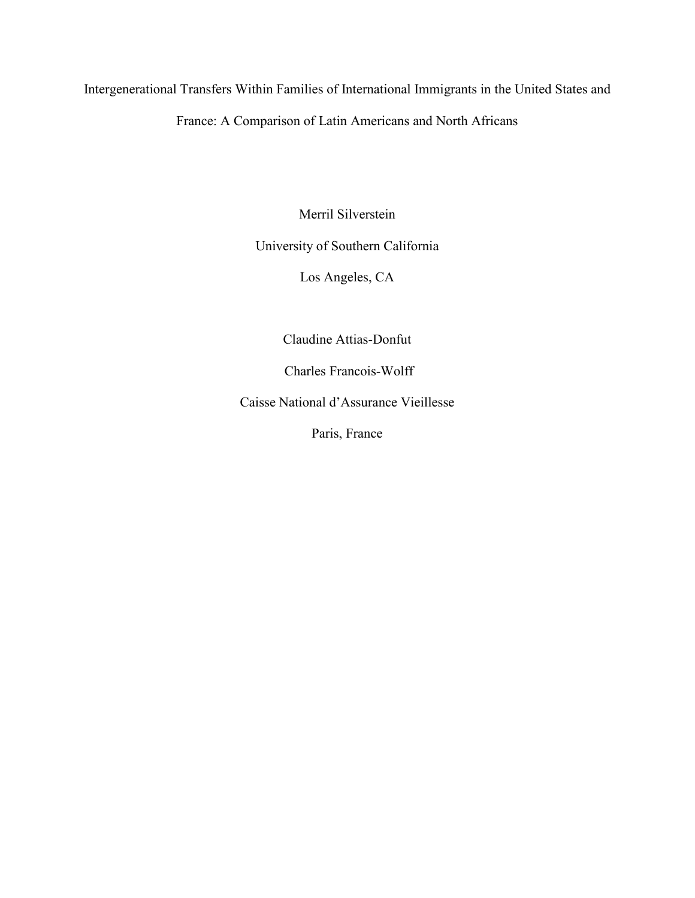# Intergenerational Transfers Within Families of International Immigrants in the United States and France: A Comparison of Latin Americans and North Africans

Merril Silverstein

University of Southern California

Los Angeles, CA

Claudine Attias-Donfut

Charles Francois-Wolff

Caisse National d'Assurance Vieillesse

Paris, France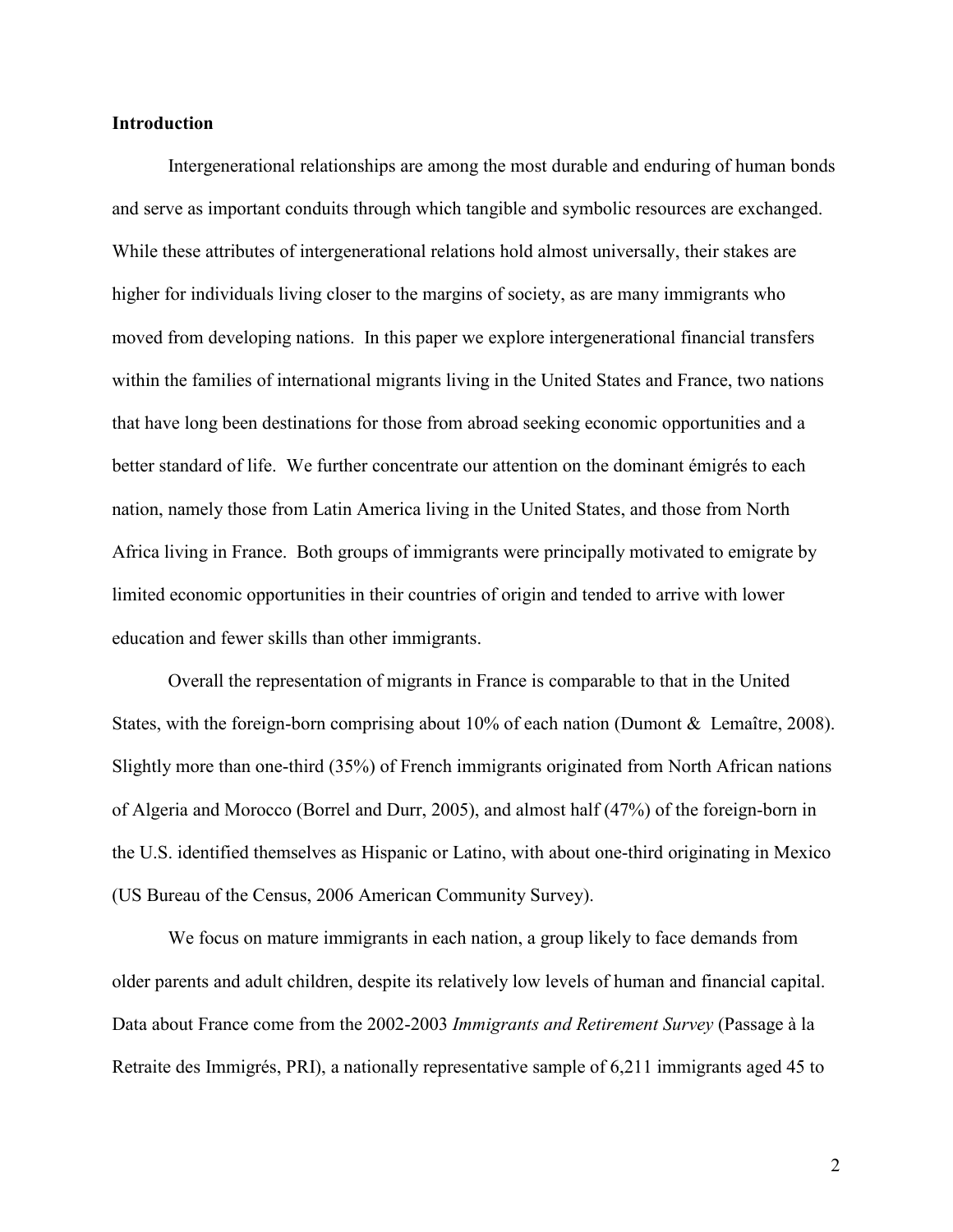## Introduction

Intergenerational relationships are among the most durable and enduring of human bonds and serve as important conduits through which tangible and symbolic resources are exchanged. While these attributes of intergenerational relations hold almost universally, their stakes are higher for individuals living closer to the margins of society, as are many immigrants who moved from developing nations. In this paper we explore intergenerational financial transfers within the families of international migrants living in the United States and France, two nations that have long been destinations for those from abroad seeking economic opportunities and a better standard of life. We further concentrate our attention on the dominant émigrés to each nation, namely those from Latin America living in the United States, and those from North Africa living in France. Both groups of immigrants were principally motivated to emigrate by limited economic opportunities in their countries of origin and tended to arrive with lower education and fewer skills than other immigrants.

Overall the representation of migrants in France is comparable to that in the United States, with the foreign-born comprising about 10% of each nation (Dumont & Lemaître, 2008). Slightly more than one-third (35%) of French immigrants originated from North African nations of Algeria and Morocco (Borrel and Durr, 2005), and almost half (47%) of the foreign-born in the U.S. identified themselves as Hispanic or Latino, with about one-third originating in Mexico (US Bureau of the Census, 2006 American Community Survey).

We focus on mature immigrants in each nation, a group likely to face demands from older parents and adult children, despite its relatively low levels of human and financial capital. Data about France come from the 2002-2003 *Immigrants and Retirement Survey* (Passage à la Retraite des Immigrés, PRI), a nationally representative sample of 6,211 immigrants aged 45 to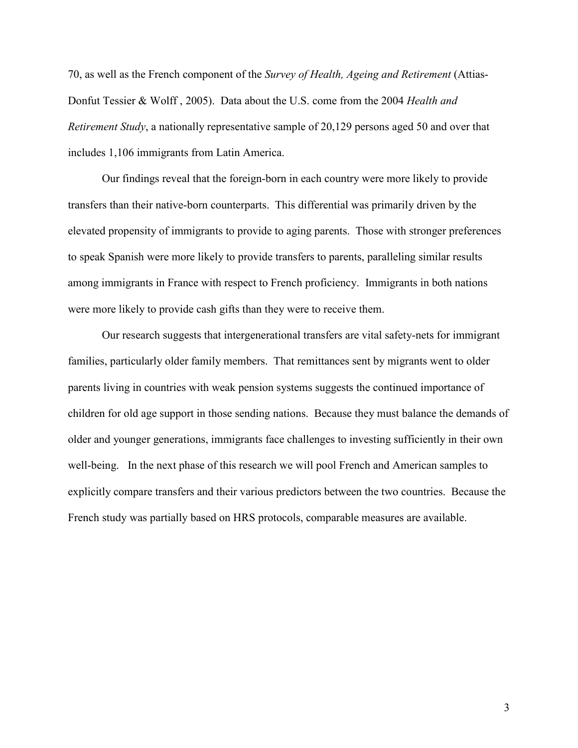70, as well as the French component of the *Survey of Health, Ageing and Retirement* (Attias-Donfut Tessier & Wolff , 2005). Data about the U.S. come from the 2004 *Health and Retirement Study*, a nationally representative sample of 20,129 persons aged 50 and over that includes 1,106 immigrants from Latin America.

Our findings reveal that the foreign-born in each country were more likely to provide transfers than their native-born counterparts. This differential was primarily driven by the elevated propensity of immigrants to provide to aging parents. Those with stronger preferences to speak Spanish were more likely to provide transfers to parents, paralleling similar results among immigrants in France with respect to French proficiency. Immigrants in both nations were more likely to provide cash gifts than they were to receive them.

Our research suggests that intergenerational transfers are vital safety-nets for immigrant families, particularly older family members. That remittances sent by migrants went to older parents living in countries with weak pension systems suggests the continued importance of children for old age support in those sending nations. Because they must balance the demands of older and younger generations, immigrants face challenges to investing sufficiently in their own well-being. In the next phase of this research we will pool French and American samples to explicitly compare transfers and their various predictors between the two countries. Because the French study was partially based on HRS protocols, comparable measures are available.